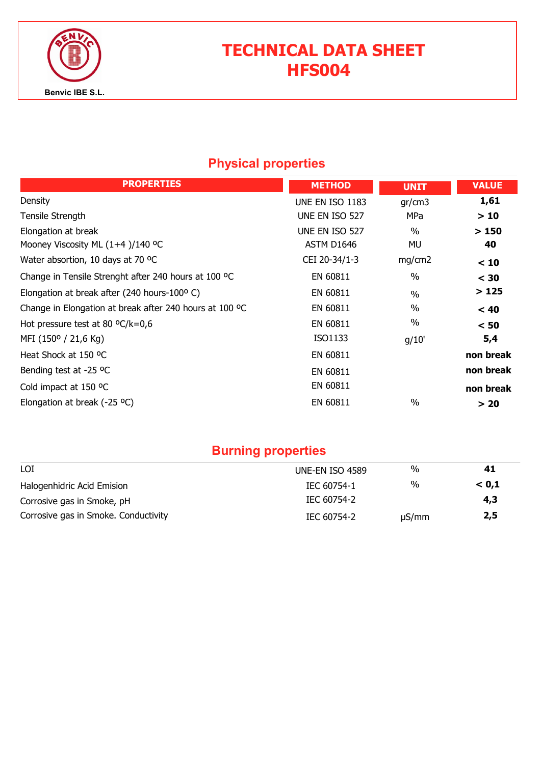Benvic IBE S.L.

# TECHNICAL DATA SHEET
# HFS004

## Physical properties

| PROPERTIES | METHOD | UNIT | VALUE |
|---|---|---|---|
| Density | UNE EN ISO 1183 | gr/cm3 | **1,61** |
| Tensile Strength | UNE EN ISO 527 | MPa | **> 10** |
| Elongation at break | UNE EN ISO 527 | % | **> 150** |
| Mooney Viscosity ML (1+4 )/140 ºC | ASTM D1646 | MU | **40** |
| Water absorption, 10 days at 70 ºC | CEI 20-34/1-3 | mg/cm2 | **< 10** |
| Change in Tensile Strenght after 240 hours at 100 ºC | EN 60811 | % | **< 30** |
| Elongation at break after (240 hours-100º C) | EN 60811 | % | **> 125** |
| Change in Elongation at break after 240 hours at 100 ºC | EN 60811 | % | **< 40** |
| Hot pressure test at 80 ºC/k=0,6 | EN 60811 | % | **< 50** |
| MFI (150º / 21,6 Kg) | ISO1133 | g/10' | **5,4** |
| Heat Shock at 150 ºC | EN 60811 | | **non break** |
| Bending test at -25 ºC | EN 60811 | | **non break** |
| Cold impact at 150 ºC | EN 60811 | | **non break** |
| Elongation at break (-25 ºC) | EN 60811 | % | **> 20** |

## Burning properties

| PROPERTIES | METHOD | UNIT | VALUE |
|---|---|---|---|
| LOI | UNE-EN ISO 4589 | % | **41** |
| Halogenhidric Acid Emision | IEC 60754-1 | % | **< 0,1** |
| Corrosive gas in Smoke, pH | IEC 60754-2 | | **4,3** |
| Corrosive gas in Smoke. Conductivity | IEC 60754-2 | µS/mm | **2,5** |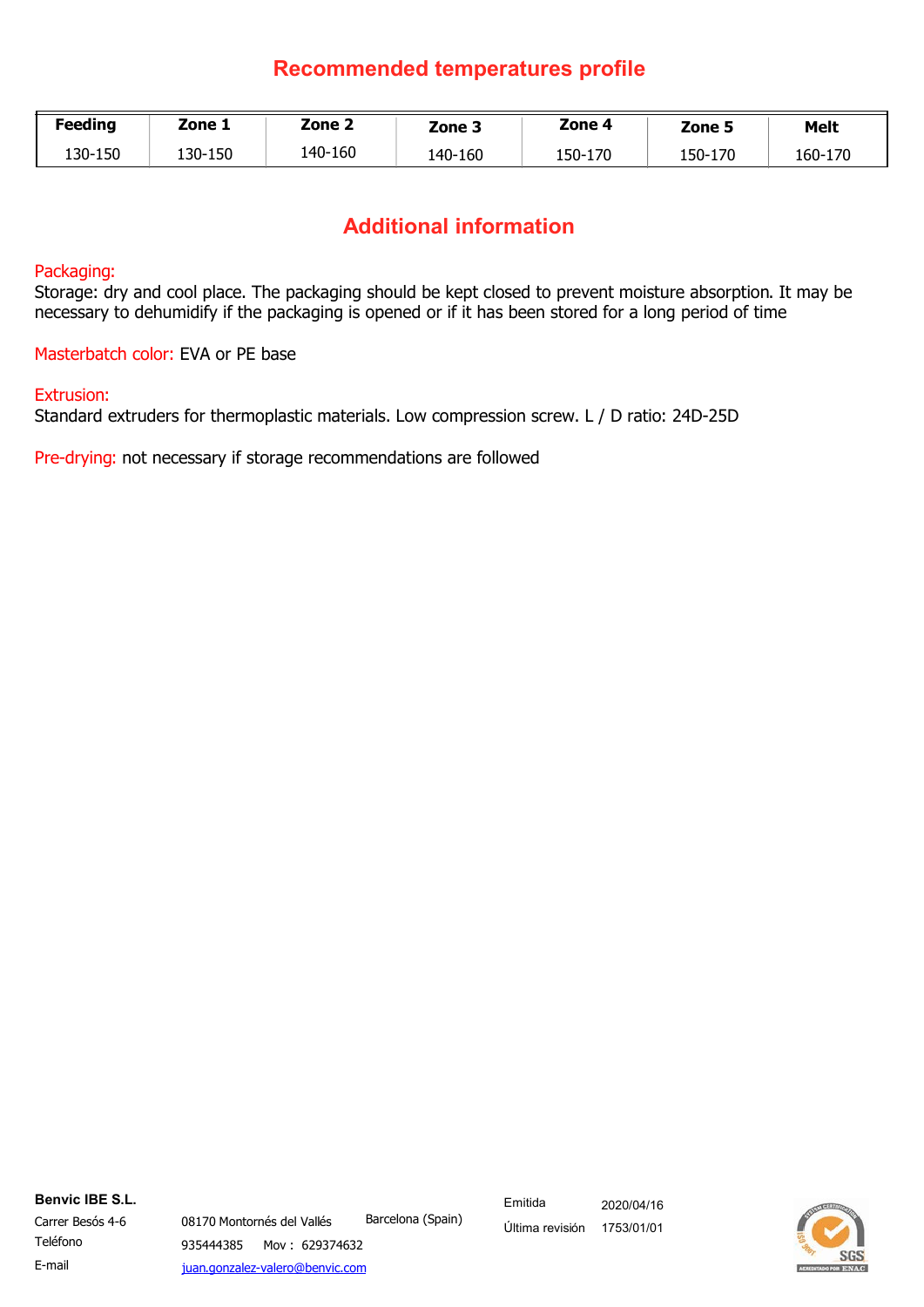## Recommended temperatures profile

| Feeding | Zone 1 | Zone 2 | Zone 3 | Zone 4 | Zone 5 | Melt |
|---|---|---|---|---|---|---|
| 130-150 | 130-150 | 140-160 | 140-160 | 150-170 | 150-170 | 160-170 |

## Additional information

Packaging:
Storage: dry and cool place. The packaging should be kept closed to prevent moisture absorption. It may be necessary to dehumidify if the packaging is opened or if it has been stored for a long period of time

Masterbatch color: EVA or PE base

Extrusion:
Standard extruders for thermoplastic materials. Low compression screw. L / D ratio: 24D-25D

Pre-drying: not necessary if storage recommendations are followed